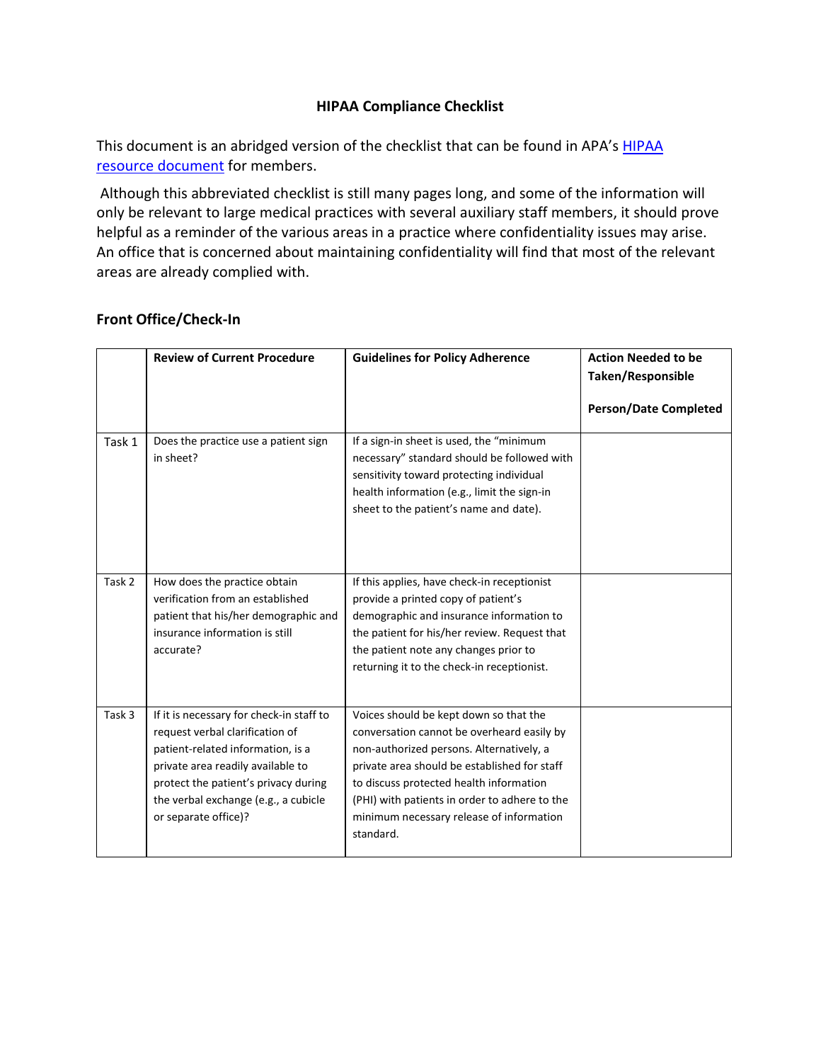# HIPAA Compliance Checklist

This document is an abridged version of the checklist that can be found in APA's HIPAA resource document for members.

Although this abbreviated checklist is still many pages long, and some of the information will only be relevant to large medical practices with several auxiliary staff members, it should prove helpful as a reminder of the various areas in a practice where confidentiality issues may arise. An office that is concerned about maintaining confidentiality will find that most of the relevant areas are already complied with.

## Front Office/Check-In

| | Review of Current Procedure | Guidelines for Policy Adherence | Action Needed to be Taken/Responsible Person/Date Completed |
|---|---|---|---|
| Task 1 | Does the practice use a patient sign in sheet? | If a sign-in sheet is used, the "minimum necessary" standard should be followed with sensitivity toward protecting individual health information (e.g., limit the sign-in sheet to the patient's name and date). | |
| Task 2 | How does the practice obtain verification from an established patient that his/her demographic and insurance information is still accurate? | If this applies, have check-in receptionist provide a printed copy of patient's demographic and insurance information to the patient for his/her review. Request that the patient note any changes prior to returning it to the check-in receptionist. | |
| Task 3 | If it is necessary for check-in staff to request verbal clarification of patient-related information, is a private area readily available to protect the patient's privacy during the verbal exchange (e.g., a cubicle or separate office)? | Voices should be kept down so that the conversation cannot be overheard easily by non-authorized persons. Alternatively, a private area should be established for staff to discuss protected health information (PHI) with patients in order to adhere to the minimum necessary release of information standard. | |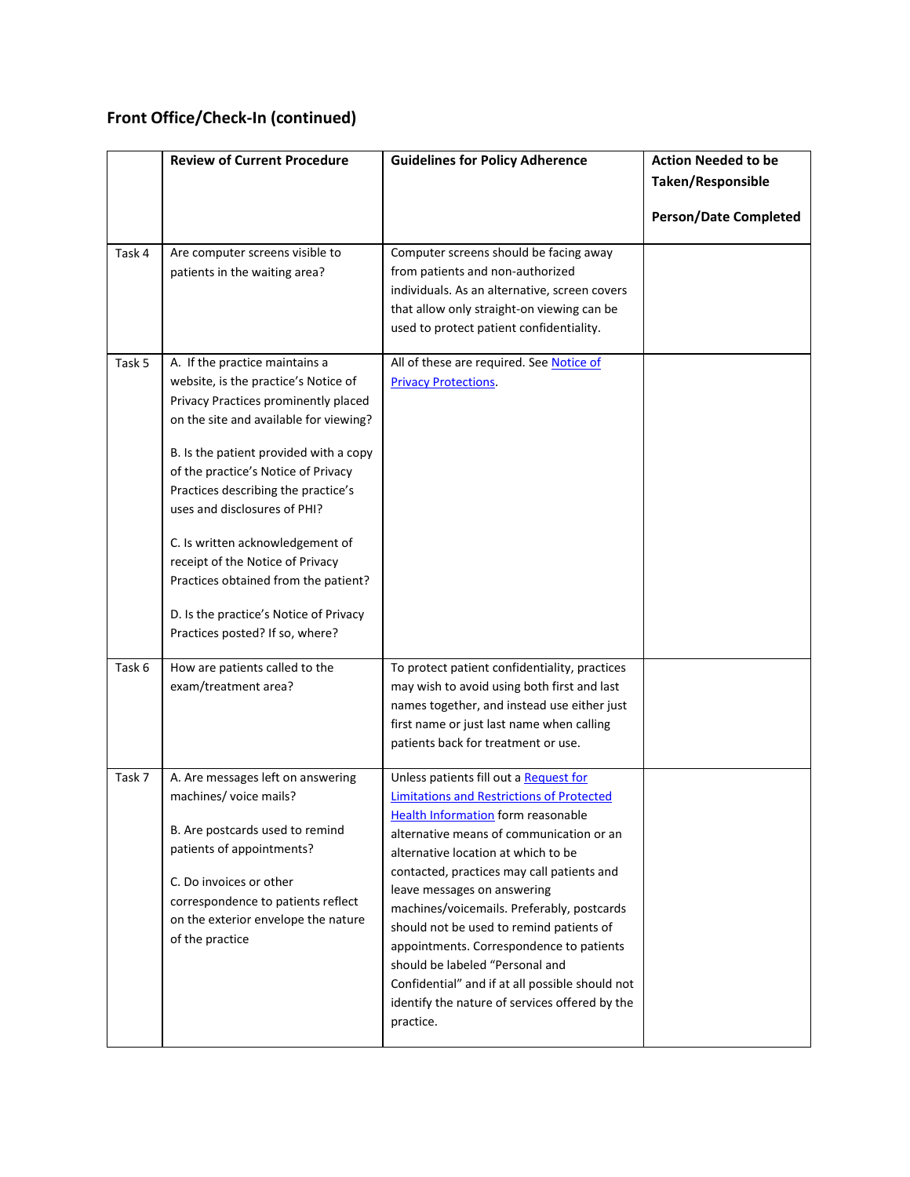## Front Office/Check-In (continued)

| | Review of Current Procedure | Guidelines for Policy Adherence | Action Needed to be Taken/Responsible Person/Date Completed |
|---|---|---|---|
| Task 4 | Are computer screens visible to patients in the waiting area? | Computer screens should be facing away from patients and non-authorized individuals. As an alternative, screen covers that allow only straight-on viewing can be used to protect patient confidentiality. | |
| Task 5 | A. If the practice maintains a website, is the practice's Notice of Privacy Practices prominently placed on the site and available for viewing?<br><br>B. Is the patient provided with a copy of the practice's Notice of Privacy Practices describing the practice's uses and disclosures of PHI?<br><br>C. Is written acknowledgement of receipt of the Notice of Privacy Practices obtained from the patient?<br><br>D. Is the practice's Notice of Privacy Practices posted? If so, where? | All of these are required. See Notice of Privacy Protections. | |
| Task 6 | How are patients called to the exam/treatment area? | To protect patient confidentiality, practices may wish to avoid using both first and last names together, and instead use either just first name or just last name when calling patients back for treatment or use. | |
| Task 7 | A. Are messages left on answering machines/ voice mails?<br><br>B. Are postcards used to remind patients of appointments?<br><br>C. Do invoices or other correspondence to patients reflect on the exterior envelope the nature of the practice | Unless patients fill out a Request for Limitations and Restrictions of Protected Health Information form reasonable alternative means of communication or an alternative location at which to be contacted, practices may call patients and leave messages on answering machines/voicemails. Preferably, postcards should not be used to remind patients of appointments. Correspondence to patients should be labeled "Personal and Confidential" and if at all possible should not identify the nature of services offered by the practice. | |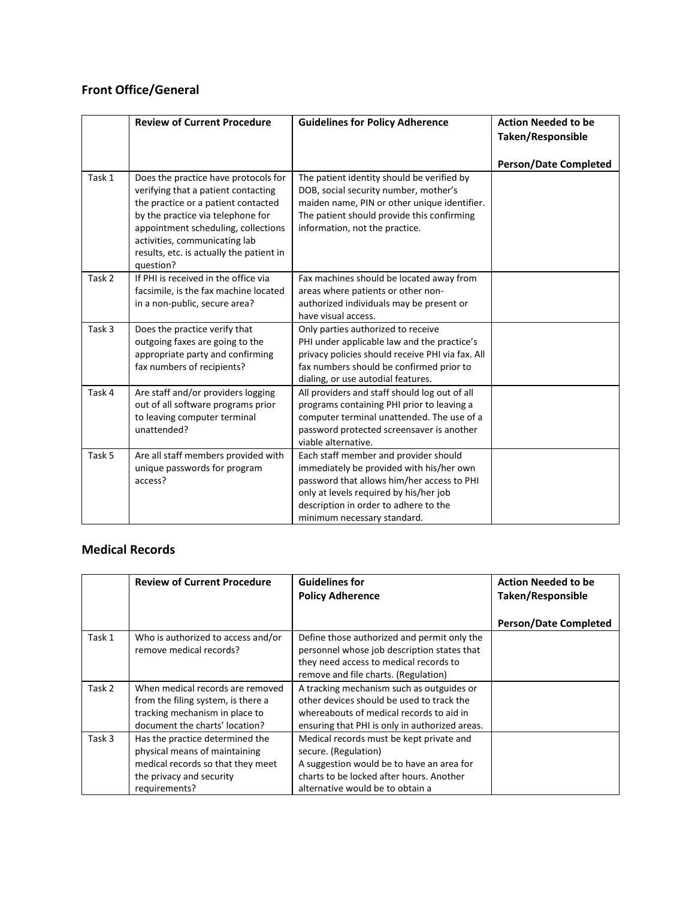## Front Office/General

| | Review of Current Procedure | Guidelines for Policy Adherence | Action Needed to be Taken/Responsible<br><br>Person/Date Completed |
|---|---|---|---|
| Task 1 | Does the practice have protocols for verifying that a patient contacting the practice or a patient contacted by the practice via telephone for appointment scheduling, collections activities, communicating lab results, etc. is actually the patient in question? | The patient identity should be verified by DOB, social security number, mother's maiden name, PIN or other unique identifier. The patient should provide this confirming information, not the practice. | |
| Task 2 | If PHI is received in the office via facsimile, is the fax machine located in a non-public, secure area? | Fax machines should be located away from areas where patients or other non-authorized individuals may be present or have visual access. | |
| Task 3 | Does the practice verify that outgoing faxes are going to the appropriate party and confirming fax numbers of recipients? | Only parties authorized to receive PHI under applicable law and the practice's privacy policies should receive PHI via fax. All fax numbers should be confirmed prior to dialing, or use autodial features. | |
| Task 4 | Are staff and/or providers logging out of all software programs prior to leaving computer terminal unattended? | All providers and staff should log out of all programs containing PHI prior to leaving a computer terminal unattended. The use of a password protected screensaver is another viable alternative. | |
| Task 5 | Are all staff members provided with unique passwords for program access? | Each staff member and provider should immediately be provided with his/her own password that allows him/her access to PHI only at levels required by his/her job description in order to adhere to the minimum necessary standard. | |

## Medical Records

| | Review of Current Procedure | Guidelines for Policy Adherence | Action Needed to be Taken/Responsible<br><br>Person/Date Completed |
|---|---|---|---|
| Task 1 | Who is authorized to access and/or remove medical records? | Define those authorized and permit only the personnel whose job description states that they need access to medical records to remove and file charts. (Regulation) | |
| Task 2 | When medical records are removed from the filing system, is there a tracking mechanism in place to document the charts' location? | A tracking mechanism such as outguides or other devices should be used to track the whereabouts of medical records to aid in ensuring that PHI is only in authorized areas. | |
| Task 3 | Has the practice determined the physical means of maintaining medical records so that they meet the privacy and security requirements? | Medical records must be kept private and secure. (Regulation)<br>A suggestion would be to have an area for charts to be locked after hours. Another alternative would be to obtain a | |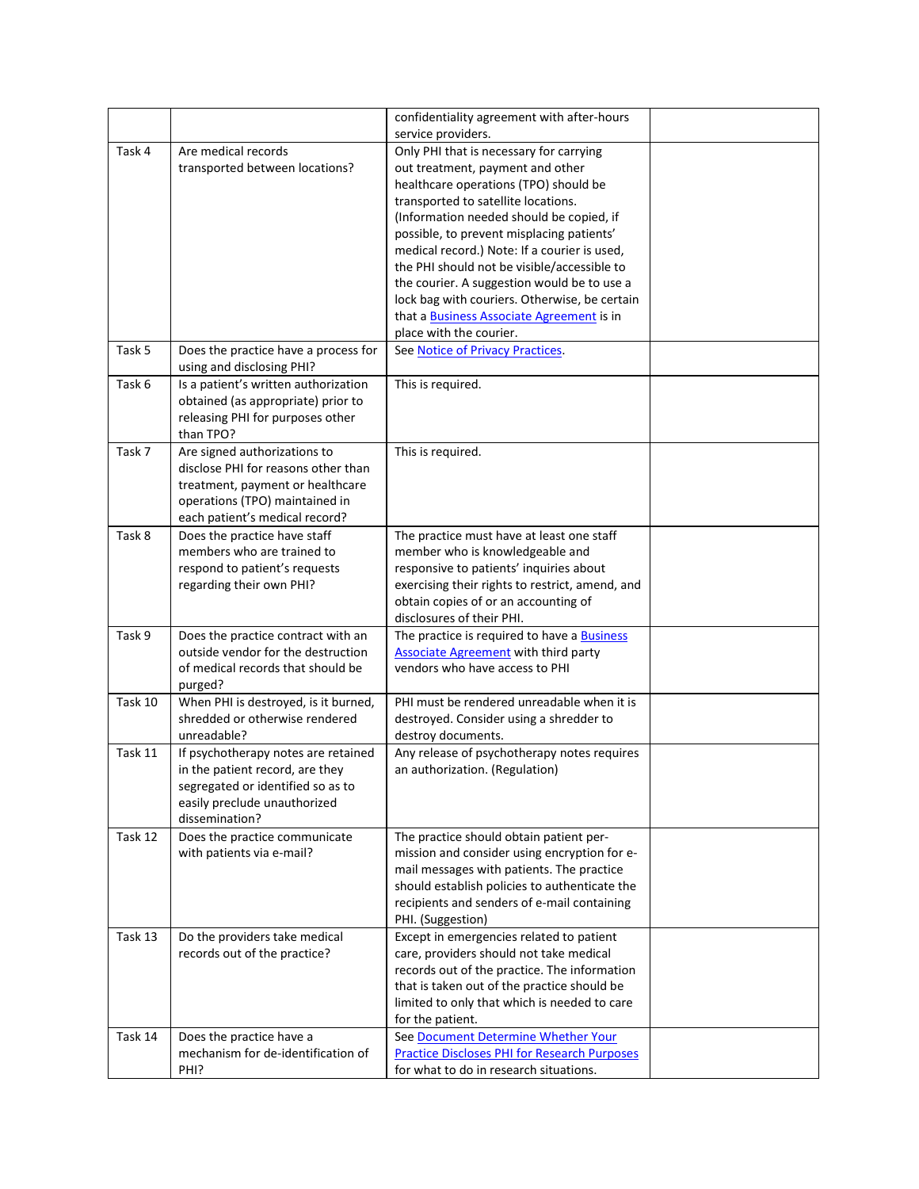| | | | |
|---|---|---|---|
| | | confidentiality agreement with after-hours service providers. | |
| Task 4 | Are medical records transported between locations? | Only PHI that is necessary for carrying out treatment, payment and other healthcare operations (TPO) should be transported to satellite locations. (Information needed should be copied, if possible, to prevent misplacing patients' medical record.) Note: If a courier is used, the PHI should not be visible/accessible to the courier. A suggestion would be to use a lock bag with couriers. Otherwise, be certain that a Business Associate Agreement is in place with the courier. | |
| Task 5 | Does the practice have a process for using and disclosing PHI? | See Notice of Privacy Practices. | |
| Task 6 | Is a patient's written authorization obtained (as appropriate) prior to releasing PHI for purposes other than TPO? | This is required. | |
| Task 7 | Are signed authorizations to disclose PHI for reasons other than treatment, payment or healthcare operations (TPO) maintained in each patient's medical record? | This is required. | |
| Task 8 | Does the practice have staff members who are trained to respond to patient's requests regarding their own PHI? | The practice must have at least one staff member who is knowledgeable and responsive to patients' inquiries about exercising their rights to restrict, amend, and obtain copies of or an accounting of disclosures of their PHI. | |
| Task 9 | Does the practice contract with an outside vendor for the destruction of medical records that should be purged? | The practice is required to have a Business Associate Agreement with third party vendors who have access to PHI | |
| Task 10 | When PHI is destroyed, is it burned, shredded or otherwise rendered unreadable? | PHI must be rendered unreadable when it is destroyed. Consider using a shredder to destroy documents. | |
| Task 11 | If psychotherapy notes are retained in the patient record, are they segregated or identified so as to easily preclude unauthorized dissemination? | Any release of psychotherapy notes requires an authorization. (Regulation) | |
| Task 12 | Does the practice communicate with patients via e-mail? | The practice should obtain patient permission and consider using encryption for e-mail messages with patients. The practice should establish policies to authenticate the recipients and senders of e-mail containing PHI. (Suggestion) | |
| Task 13 | Do the providers take medical records out of the practice? | Except in emergencies related to patient care, providers should not take medical records out of the practice. The information that is taken out of the practice should be limited to only that which is needed to care for the patient. | |
| Task 14 | Does the practice have a mechanism for de-identification of PHI? | See Document Determine Whether Your Practice Discloses PHI for Research Purposes for what to do in research situations. | |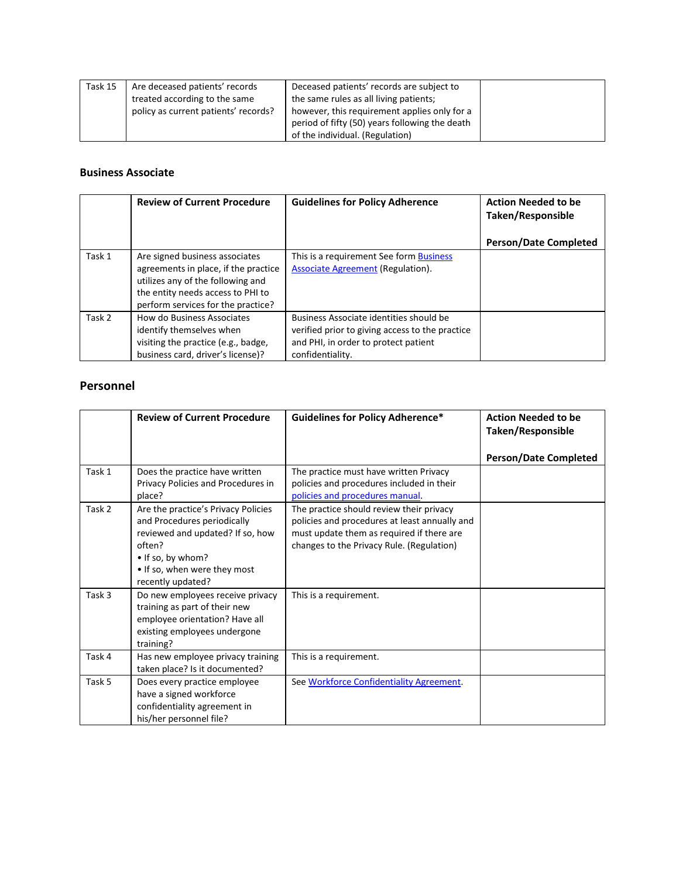| | | | |
|---|---|---|---|
| Task 15 | Are deceased patients' records treated according to the same policy as current patients' records? | Deceased patients' records are subject to the same rules as all living patients; however, this requirement applies only for a period of fifty (50) years following the death of the individual. (Regulation) | |

### Business Associate

| | Review of Current Procedure | Guidelines for Policy Adherence | Action Needed to be Taken/Responsible Person/Date Completed |
|---|---|---|---|
| Task 1 | Are signed business associates agreements in place, if the practice utilizes any of the following and the entity needs access to PHI to perform services for the practice? | This is a requirement See form Business Associate Agreement (Regulation). | |
| Task 2 | How do Business Associates identify themselves when visiting the practice (e.g., badge, business card, driver's license)? | Business Associate identities should be verified prior to giving access to the practice and PHI, in order to protect patient confidentiality. | |

## Personnel

| | Review of Current Procedure | Guidelines for Policy Adherence* | Action Needed to be Taken/Responsible Person/Date Completed |
|---|---|---|---|
| Task 1 | Does the practice have written Privacy Policies and Procedures in place? | The practice must have written Privacy policies and procedures included in their policies and procedures manual. | |
| Task 2 | Are the practice's Privacy Policies and Procedures periodically reviewed and updated? If so, how often? • If so, by whom? • If so, when were they most recently updated? | The practice should review their privacy policies and procedures at least annually and must update them as required if there are changes to the Privacy Rule. (Regulation) | |
| Task 3 | Do new employees receive privacy training as part of their new employee orientation? Have all existing employees undergone training? | This is a requirement. | |
| Task 4 | Has new employee privacy training taken place? Is it documented? | This is a requirement. | |
| Task 5 | Does every practice employee have a signed workforce confidentiality agreement in his/her personnel file? | See Workforce Confidentiality Agreement. | |